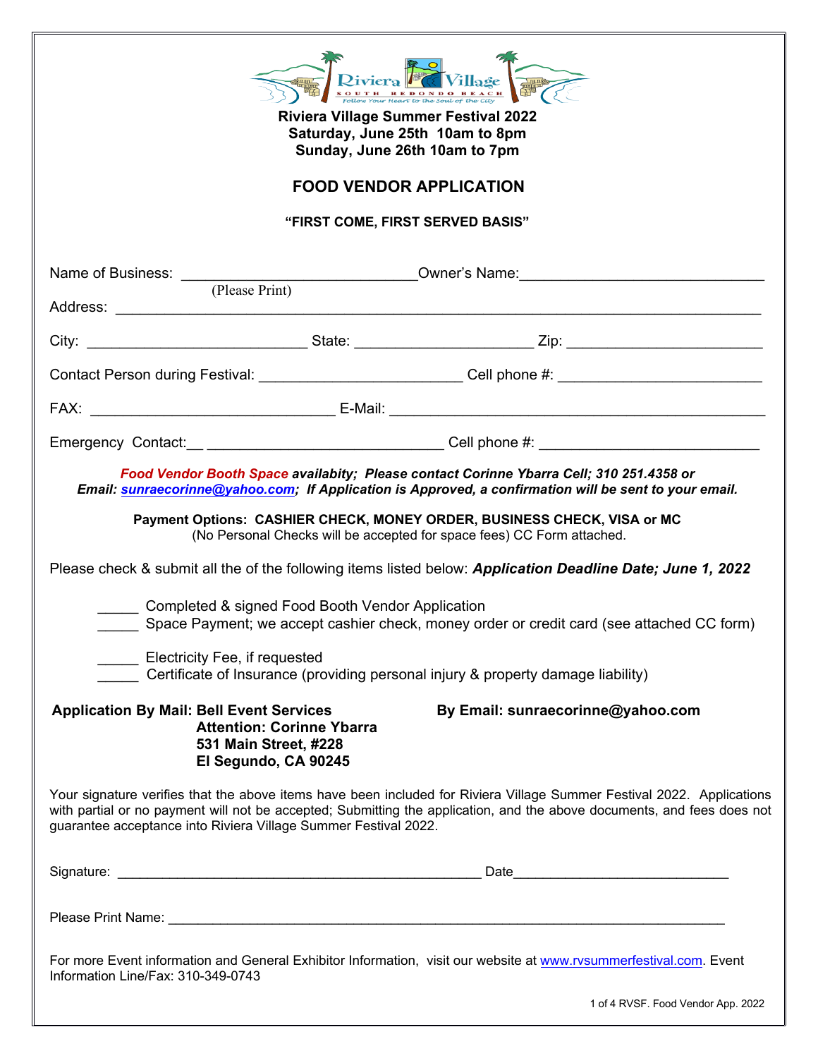**Riviera Village Summer Festival 2022**
**Saturday, June 25th 10am to 8pm**
**Sunday, June 26th 10am to 7pm**

## FOOD VENDOR APPLICATION

**"FIRST COME, FIRST SERVED BASIS"**

Name of Business: ____________________________ Owner's Name: ______________________________
(Please Print)

Address: ___________________________________________________________________________

City: ___________________________ State: _____________________ Zip: _______________________

Contact Person during Festival: ________________________ Cell phone #: ________________________

FAX: ______________________________ E-Mail: ____________________________________________

Emergency Contact:__ ____________________________ Cell phone #: __________________________

***Food Vendor Booth Space availability; Please contact Corinne Ybarra Cell; 310 251.4358 or Email: sunraecorinne@yahoo.com; If Application is Approved, a confirmation will be sent to your email.***

**Payment Options: CASHIER CHECK, MONEY ORDER, BUSINESS CHECK, VISA or MC**
(No Personal Checks will be accepted for space fees) CC Form attached.

Please check & submit all the of the following items listed below: ***Application Deadline Date; June 1, 2022***

_____ Completed & signed Food Booth Vendor Application
_____ Space Payment; we accept cashier check, money order or credit card (see attached CC form)

_____ Electricity Fee, if requested
_____ Certificate of Insurance (providing personal injury & property damage liability)

**Application By Mail: Bell Event Services**
**Attention: Corinne Ybarra**
**531 Main Street, #228**
**El Segundo, CA 90245**

**By Email: sunraecorinne@yahoo.com**

Your signature verifies that the above items have been included for Riviera Village Summer Festival 2022. Applications with partial or no payment will not be accepted; Submitting the application, and the above documents, and fees does not guarantee acceptance into Riviera Village Summer Festival 2022.

Signature: _______________________________________________ Date____________________________

Please Print Name: ___________________________________________________________________________

For more Event information and General Exhibitor Information, visit our website at www.rvsummerfestival.com. Event Information Line/Fax: 310-349-0743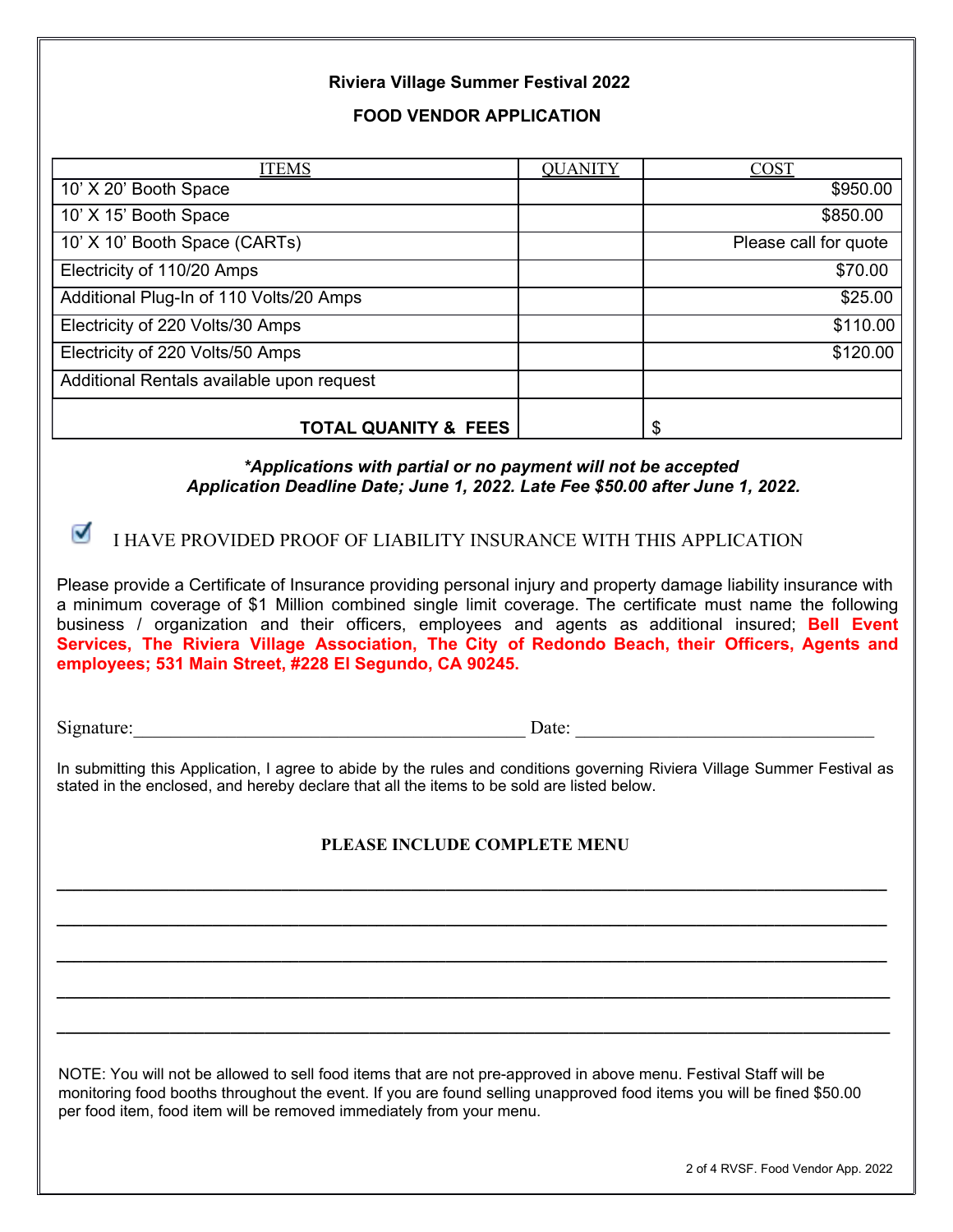**Riviera Village Summer Festival 2022**

**FOOD VENDOR APPLICATION**

| ITEMS | QUANITY | COST |
|---|---|---|
| 10' X 20' Booth Space | | $950.00 |
| 10' X 15' Booth Space | | $850.00 |
| 10' X 10' Booth Space (CARTs) | | Please call for quote |
| Electricity of 110/20 Amps | | $70.00 |
| Additional Plug-In of 110 Volts/20 Amps | | $25.00 |
| Electricity of 220 Volts/30 Amps | | $110.00 |
| Electricity of 220 Volts/50 Amps | | $120.00 |
| Additional Rentals available upon request | | |
| **TOTAL QUANITY & FEES** | | $ |

***Applications with partial or no payment will not be accepted***
***Application Deadline Date; June 1, 2022. Late Fee $50.00 after June 1, 2022.***

☑ I HAVE PROVIDED PROOF OF LIABILITY INSURANCE WITH THIS APPLICATION

Please provide a Certificate of Insurance providing personal injury and property damage liability insurance with a minimum coverage of $1 Million combined single limit coverage. The certificate must name the following business / organization and their officers, employees and agents as additional insured; **Bell Event Services, The Riviera Village Association, The City of Redondo Beach, their Officers, Agents and employees; 531 Main Street, #228 El Segundo, CA 90245.**

Signature:_________________________________________ Date: _________________________________

In submitting this Application, I agree to abide by the rules and conditions governing Riviera Village Summer Festival as stated in the enclosed, and hereby declare that all the items to be sold are listed below.

**PLEASE INCLUDE COMPLETE MENU**

_____________________________________________________________________________

_____________________________________________________________________________

_____________________________________________________________________________

_____________________________________________________________________________

_____________________________________________________________________________

NOTE: You will not be allowed to sell food items that are not pre-approved in above menu. Festival Staff will be monitoring food booths throughout the event. If you are found selling unapproved food items you will be fined $50.00 per food item, food item will be removed immediately from your menu.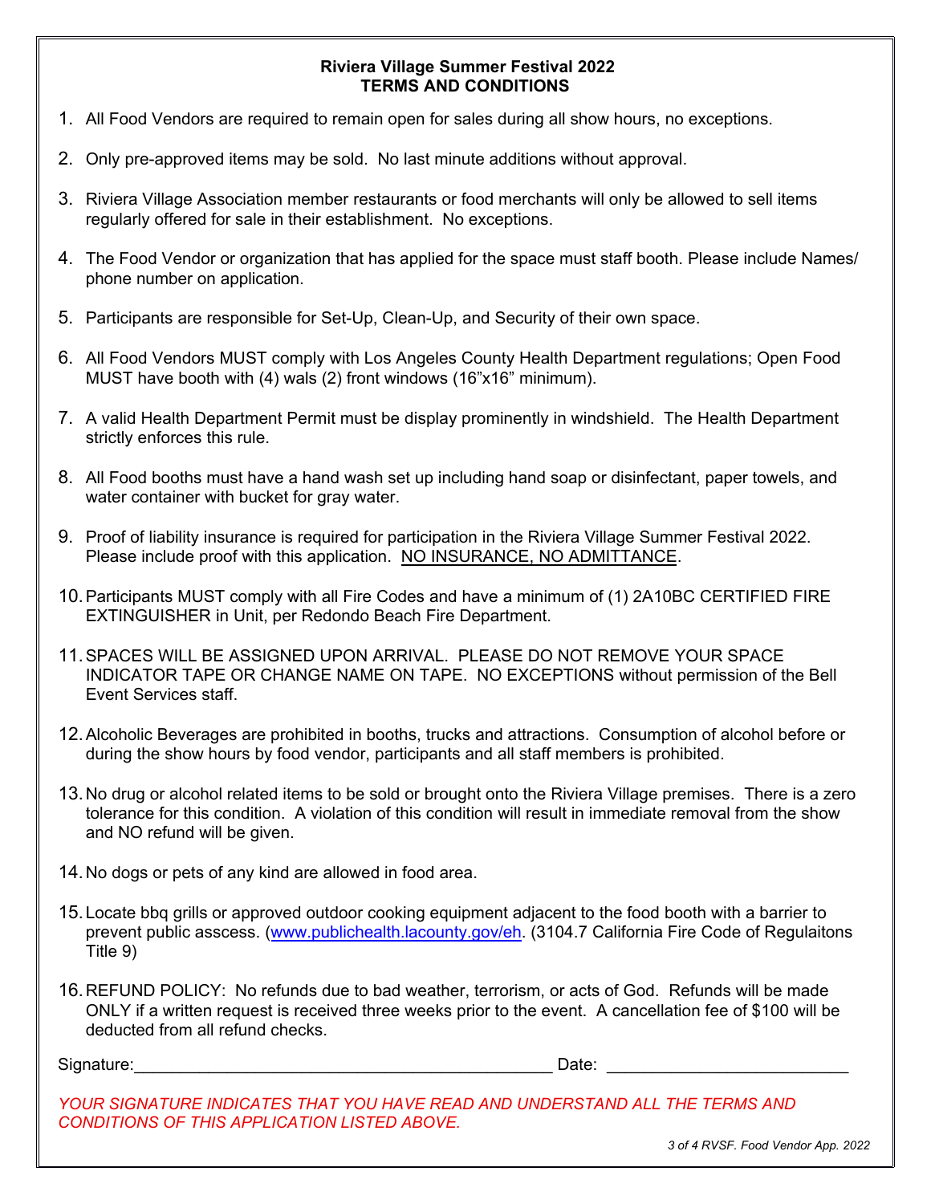**Riviera Village Summer Festival 2022**
**TERMS AND CONDITIONS**

1. All Food Vendors are required to remain open for sales during all show hours, no exceptions.
2. Only pre-approved items may be sold. No last minute additions without approval.
3. Riviera Village Association member restaurants or food merchants will only be allowed to sell items regularly offered for sale in their establishment. No exceptions.
4. The Food Vendor or organization that has applied for the space must staff booth. Please include Names/ phone number on application.
5. Participants are responsible for Set-Up, Clean-Up, and Security of their own space.
6. All Food Vendors MUST comply with Los Angeles County Health Department regulations; Open Food MUST have booth with (4) wals (2) front windows (16"x16" minimum).
7. A valid Health Department Permit must be display prominently in windshield. The Health Department strictly enforces this rule.
8. All Food booths must have a hand wash set up including hand soap or disinfectant, paper towels, and water container with bucket for gray water.
9. Proof of liability insurance is required for participation in the Riviera Village Summer Festival 2022. Please include proof with this application. <u>NO INSURANCE, NO ADMITTANCE</u>.
10. Participants MUST comply with all Fire Codes and have a minimum of (1) 2A10BC CERTIFIED FIRE EXTINGUISHER in Unit, per Redondo Beach Fire Department.
11. SPACES WILL BE ASSIGNED UPON ARRIVAL. PLEASE DO NOT REMOVE YOUR SPACE INDICATOR TAPE OR CHANGE NAME ON TAPE. NO EXCEPTIONS without permission of the Bell Event Services staff.
12. Alcoholic Beverages are prohibited in booths, trucks and attractions. Consumption of alcohol before or during the show hours by food vendor, participants and all staff members is prohibited.
13. No drug or alcohol related items to be sold or brought onto the Riviera Village premises. There is a zero tolerance for this condition. A violation of this condition will result in immediate removal from the show and NO refund will be given.
14. No dogs or pets of any kind are allowed in food area.
15. Locate bbq grills or approved outdoor cooking equipment adjacent to the food booth with a barrier to prevent public asscess. (www.publichealth.lacounty.gov/eh. (3104.7 California Fire Code of Regulaitons Title 9)
16. REFUND POLICY: No refunds due to bad weather, terrorism, or acts of God. Refunds will be made ONLY if a written request is received three weeks prior to the event. A cancellation fee of $100 will be deducted from all refund checks.

Signature:\_\_\_\_\_\_\_\_\_\_\_\_\_\_\_\_\_\_\_\_\_\_\_\_\_\_\_\_\_\_\_\_\_\_\_\_\_\_\_\_\_\_\_\_ Date: \_\_\_\_\_\_\_\_\_\_\_\_\_\_\_\_\_\_\_\_\_\_\_\_\_\_

*YOUR SIGNATURE INDICATES THAT YOU HAVE READ AND UNDERSTAND ALL THE TERMS AND CONDITIONS OF THIS APPLICATION LISTED ABOVE.*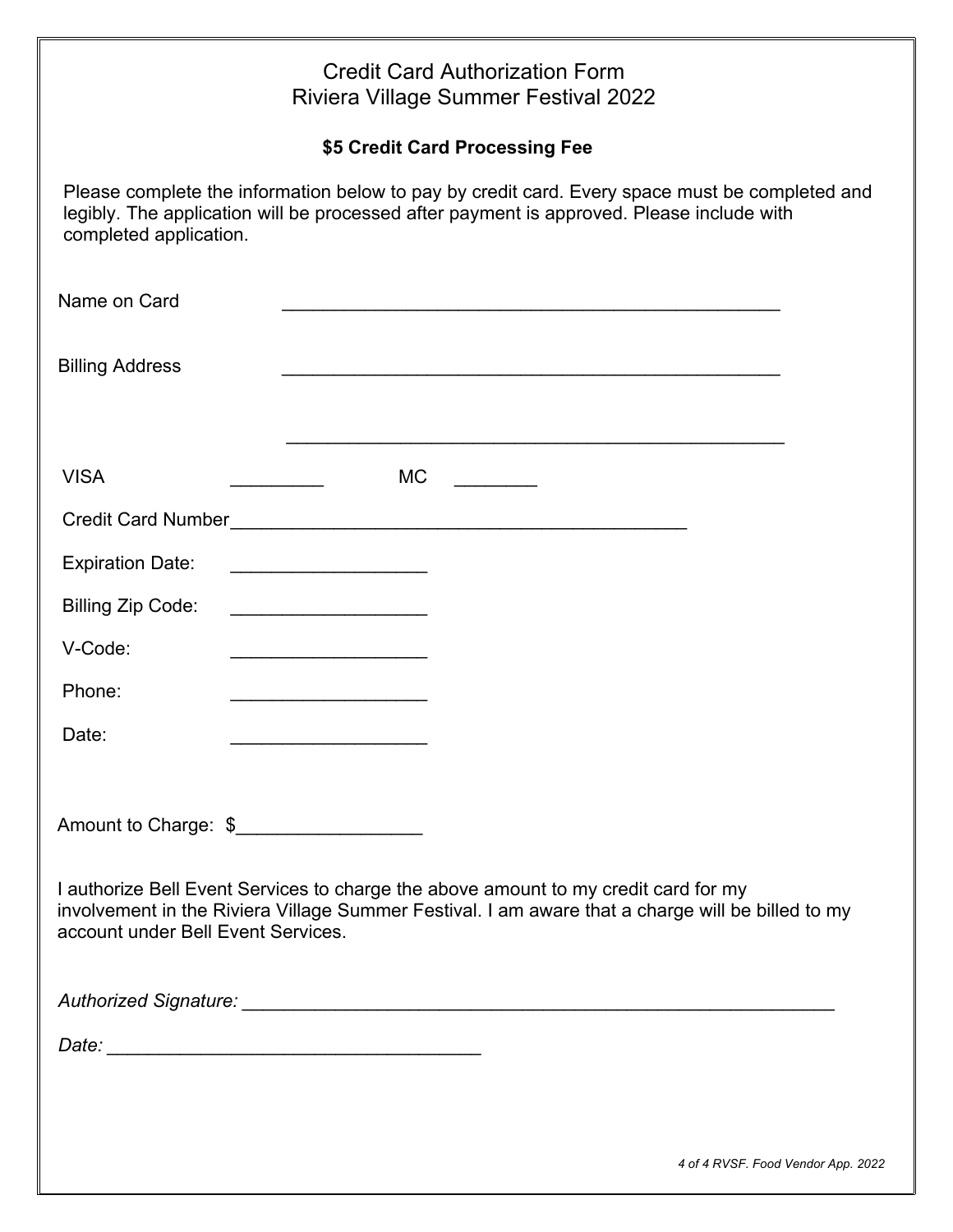# Credit Card Authorization Form
## Riviera Village Summer Festival 2022

**$5 Credit Card Processing Fee**

Please complete the information below to pay by credit card. Every space must be completed and legibly. The application will be processed after payment is approved. Please include with completed application.

Name on Card ________________________________________________

Billing Address ________________________________________________

________________________________________________

VISA _________ MC ________

Credit Card Number____________________________________________

Expiration Date: ___________________

Billing Zip Code: ___________________

V-Code: ___________________

Phone: ___________________

Date: ___________________

Amount to Charge: $_________________

I authorize Bell Event Services to charge the above amount to my credit card for my involvement in the Riviera Village Summer Festival. I am aware that a charge will be billed to my account under Bell Event Services.

*Authorized Signature:* ________________________________________________________

*Date:* ____________________________________